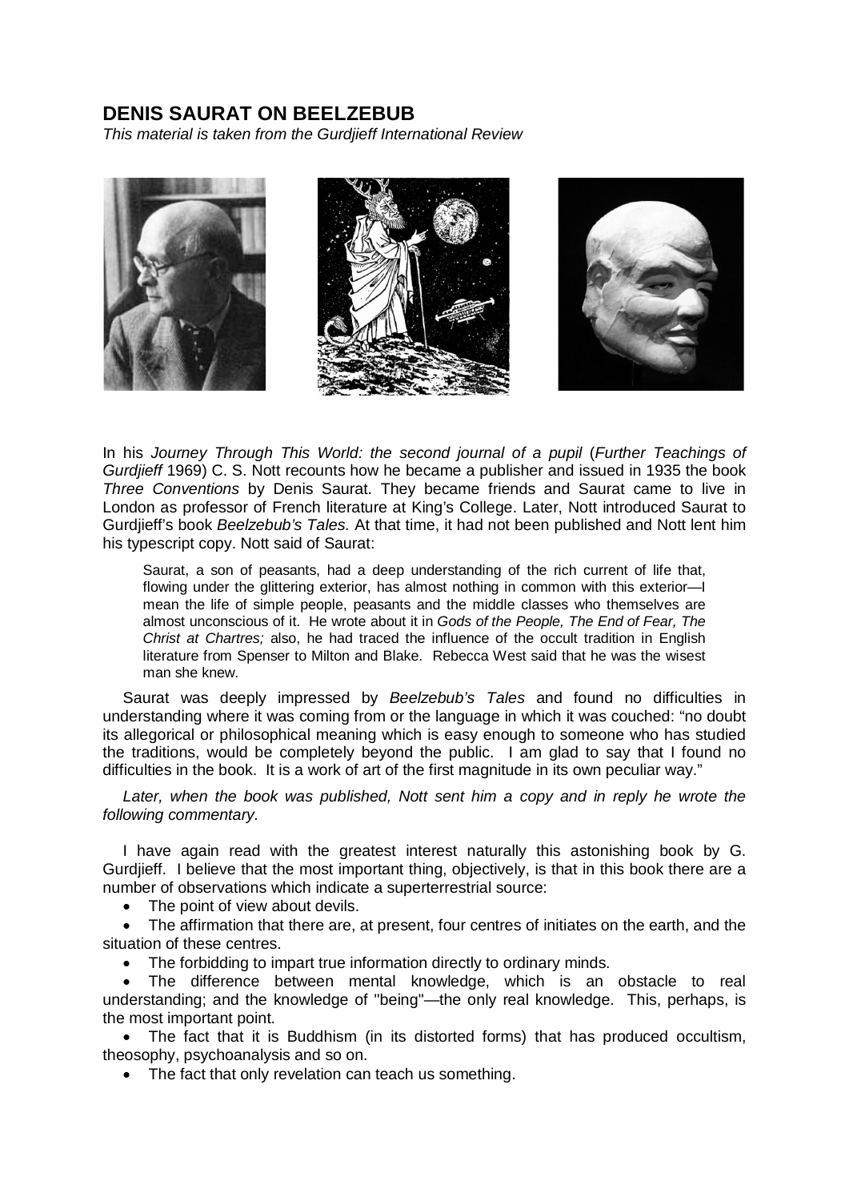## DENIS SAURAT ON BEELZEBUB

*This material is taken from the Gurdjieff International Review*

In his *Journey Through This World: the second journal of a pupil* (*Further Teachings of Gurdjieff* 1969) C. S. Nott recounts how he became a publisher and issued in 1935 the book *Three Conventions* by Denis Saurat. They became friends and Saurat came to live in London as professor of French literature at King's College. Later, Nott introduced Saurat to Gurdjieff's book *Beelzebub's Tales.* At that time, it had not been published and Nott lent him his typescript copy. Nott said of Saurat:

> Saurat, a son of peasants, had a deep understanding of the rich current of life that, flowing under the glittering exterior, has almost nothing in common with this exterior—I mean the life of simple people, peasants and the middle classes who themselves are almost unconscious of it. He wrote about it in *Gods of the People, The End of Fear, The Christ at Chartres;* also, he had traced the influence of the occult tradition in English literature from Spenser to Milton and Blake. Rebecca West said that he was the wisest man she knew.

Saurat was deeply impressed by *Beelzebub's Tales* and found no difficulties in understanding where it was coming from or the language in which it was couched: "no doubt its allegorical or philosophical meaning which is easy enough to someone who has studied the traditions, would be completely beyond the public. I am glad to say that I found no difficulties in the book. It is a work of art of the first magnitude in its own peculiar way."

*Later, when the book was published, Nott sent him a copy and in reply he wrote the following commentary.*

I have again read with the greatest interest naturally this astonishing book by G. Gurdjieff. I believe that the most important thing, objectively, is that in this book there are a number of observations which indicate a superterrestrial source:

- The point of view about devils.
- The affirmation that there are, at present, four centres of initiates on the earth, and the situation of these centres.
- The forbidding to impart true information directly to ordinary minds.
- The difference between mental knowledge, which is an obstacle to real understanding; and the knowledge of "being"—the only real knowledge. This, perhaps, is the most important point.
- The fact that it is Buddhism (in its distorted forms) that has produced occultism, theosophy, psychoanalysis and so on.
- The fact that only revelation can teach us something.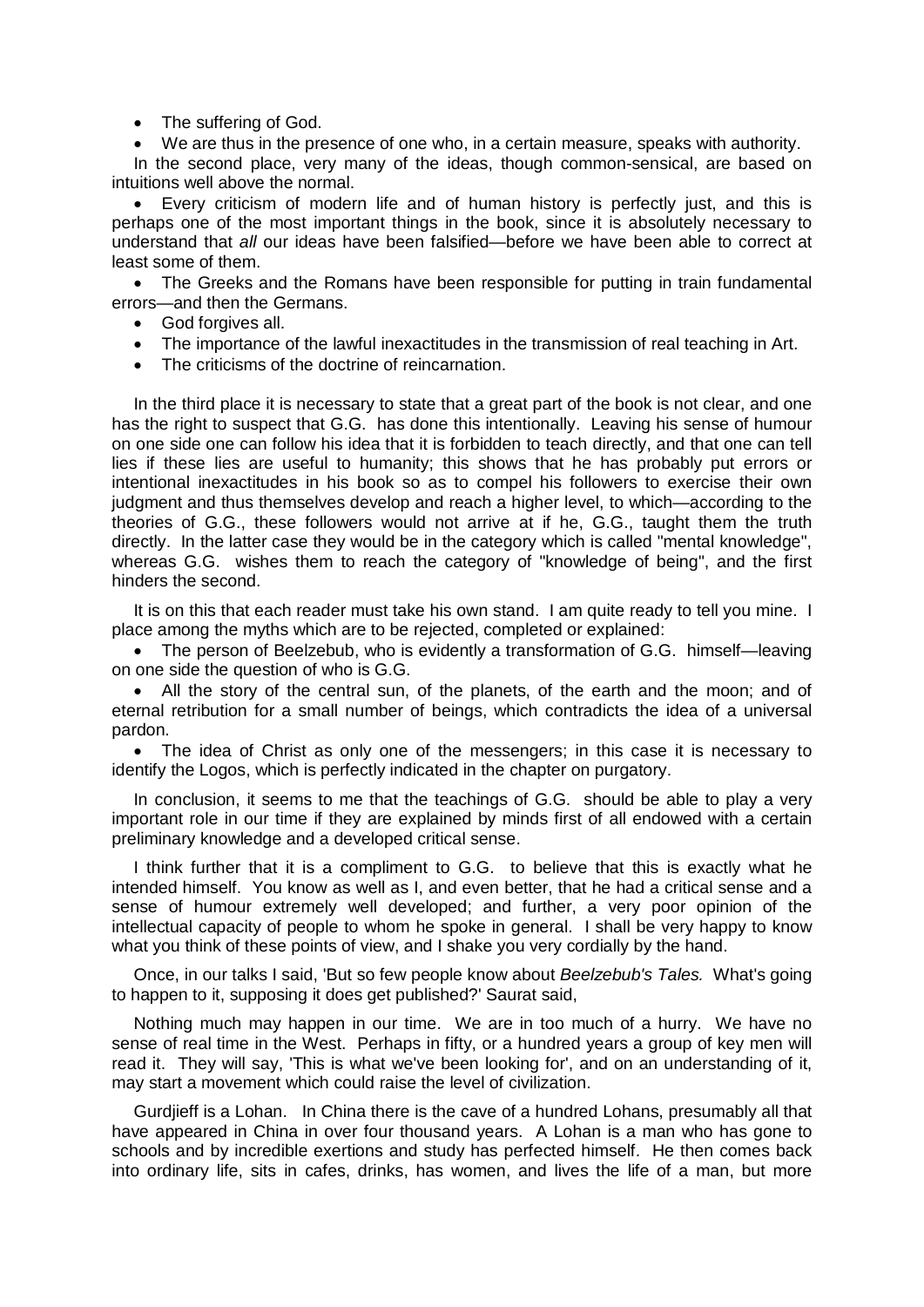- The suffering of God.
- We are thus in the presence of one who, in a certain measure, speaks with authority.

In the second place, very many of the ideas, though common-sensical, are based on intuitions well above the normal.

- Every criticism of modern life and of human history is perfectly just, and this is perhaps one of the most important things in the book, since it is absolutely necessary to understand that *all* our ideas have been falsified—before we have been able to correct at least some of them.
- The Greeks and the Romans have been responsible for putting in train fundamental errors—and then the Germans.
- God forgives all.
- The importance of the lawful inexactitudes in the transmission of real teaching in Art.
- The criticisms of the doctrine of reincarnation.

In the third place it is necessary to state that a great part of the book is not clear, and one has the right to suspect that G.G. has done this intentionally. Leaving his sense of humour on one side one can follow his idea that it is forbidden to teach directly, and that one can tell lies if these lies are useful to humanity; this shows that he has probably put errors or intentional inexactitudes in his book so as to compel his followers to exercise their own judgment and thus themselves develop and reach a higher level, to which—according to the theories of G.G., these followers would not arrive at if he, G.G., taught them the truth directly. In the latter case they would be in the category which is called "mental knowledge", whereas G.G. wishes them to reach the category of "knowledge of being", and the first hinders the second.

It is on this that each reader must take his own stand. I am quite ready to tell you mine. I place among the myths which are to be rejected, completed or explained:

- The person of Beelzebub, who is evidently a transformation of G.G. himself—leaving on one side the question of who is G.G.
- All the story of the central sun, of the planets, of the earth and the moon; and of eternal retribution for a small number of beings, which contradicts the idea of a universal pardon.
- The idea of Christ as only one of the messengers; in this case it is necessary to identify the Logos, which is perfectly indicated in the chapter on purgatory.

In conclusion, it seems to me that the teachings of G.G. should be able to play a very important role in our time if they are explained by minds first of all endowed with a certain preliminary knowledge and a developed critical sense.

I think further that it is a compliment to G.G. to believe that this is exactly what he intended himself. You know as well as I, and even better, that he had a critical sense and a sense of humour extremely well developed; and further, a very poor opinion of the intellectual capacity of people to whom he spoke in general. I shall be very happy to know what you think of these points of view, and I shake you very cordially by the hand.

Once, in our talks I said, 'But so few people know about *Beelzebub's Tales.* What's going to happen to it, supposing it does get published?' Saurat said,

Nothing much may happen in our time. We are in too much of a hurry. We have no sense of real time in the West. Perhaps in fifty, or a hundred years a group of key men will read it. They will say, 'This is what we've been looking for', and on an understanding of it, may start a movement which could raise the level of civilization.

Gurdjieff is a Lohan. In China there is the cave of a hundred Lohans, presumably all that have appeared in China in over four thousand years. A Lohan is a man who has gone to schools and by incredible exertions and study has perfected himself. He then comes back into ordinary life, sits in cafes, drinks, has women, and lives the life of a man, but more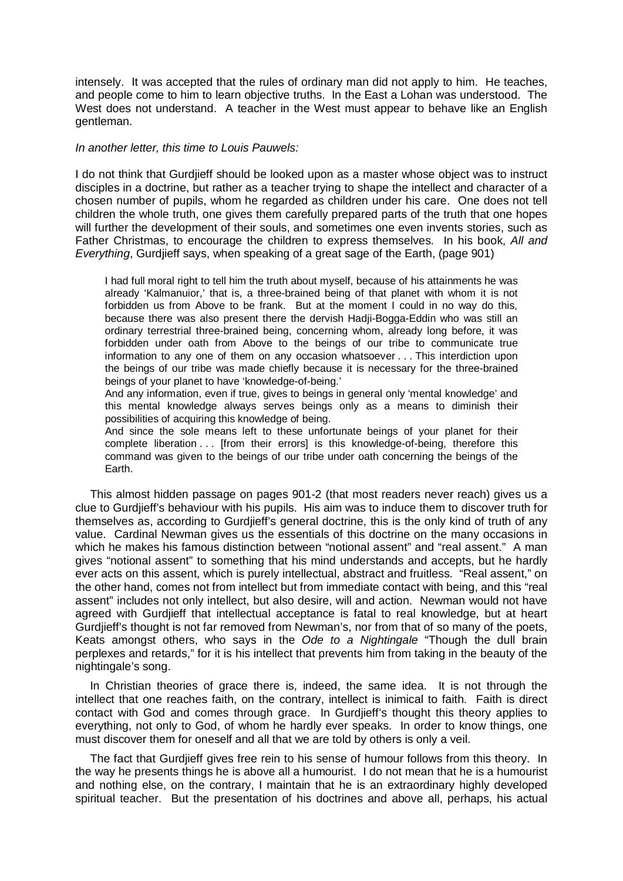intensely. It was accepted that the rules of ordinary man did not apply to him. He teaches, and people come to him to learn objective truths. In the East a Lohan was understood. The West does not understand. A teacher in the West must appear to behave like an English gentleman.

*In another letter, this time to Louis Pauwels:*

I do not think that Gurdjieff should be looked upon as a master whose object was to instruct disciples in a doctrine, but rather as a teacher trying to shape the intellect and character of a chosen number of pupils, whom he regarded as children under his care. One does not tell children the whole truth, one gives them carefully prepared parts of the truth that one hopes will further the development of their souls, and sometimes one even invents stories, such as Father Christmas, to encourage the children to express themselves. In his book, *All and Everything*, Gurdjieff says, when speaking of a great sage of the Earth, (page 901)

> I had full moral right to tell him the truth about myself, because of his attainments he was already 'Kalmanuior,' that is, a three-brained being of that planet with whom it is not forbidden us from Above to be frank. But at the moment I could in no way do this, because there was also present there the dervish Hadji-Bogga-Eddin who was still an ordinary terrestrial three-brained being, concerning whom, already long before, it was forbidden under oath from Above to the beings of our tribe to communicate true information to any one of them on any occasion whatsoever . . . This interdiction upon the beings of our tribe was made chiefly because it is necessary for the three-brained beings of your planet to have 'knowledge-of-being.'
>
> And any information, even if true, gives to beings in general only 'mental knowledge' and this mental knowledge always serves beings only as a means to diminish their possibilities of acquiring this knowledge of being.
>
> And since the sole means left to these unfortunate beings of your planet for their complete liberation . . . [from their errors] is this knowledge-of-being, therefore this command was given to the beings of our tribe under oath concerning the beings of the Earth.

This almost hidden passage on pages 901-2 (that most readers never reach) gives us a clue to Gurdjieff's behaviour with his pupils. His aim was to induce them to discover truth for themselves as, according to Gurdjieff's general doctrine, this is the only kind of truth of any value. Cardinal Newman gives us the essentials of this doctrine on the many occasions in which he makes his famous distinction between "notional assent" and "real assent." A man gives "notional assent" to something that his mind understands and accepts, but he hardly ever acts on this assent, which is purely intellectual, abstract and fruitless. "Real assent," on the other hand, comes not from intellect but from immediate contact with being, and this "real assent" includes not only intellect, but also desire, will and action. Newman would not have agreed with Gurdjieff that intellectual acceptance is fatal to real knowledge, but at heart Gurdjieff's thought is not far removed from Newman's, nor from that of so many of the poets, Keats amongst others, who says in the *Ode to a Nightingale* "Though the dull brain perplexes and retards," for it is his intellect that prevents him from taking in the beauty of the nightingale's song.

In Christian theories of grace there is, indeed, the same idea. It is not through the intellect that one reaches faith, on the contrary, intellect is inimical to faith. Faith is direct contact with God and comes through grace. In Gurdjieff's thought this theory applies to everything, not only to God, of whom he hardly ever speaks. In order to know things, one must discover them for oneself and all that we are told by others is only a veil.

The fact that Gurdjieff gives free rein to his sense of humour follows from this theory. In the way he presents things he is above all a humourist. I do not mean that he is a humourist and nothing else, on the contrary, I maintain that he is an extraordinary highly developed spiritual teacher. But the presentation of his doctrines and above all, perhaps, his actual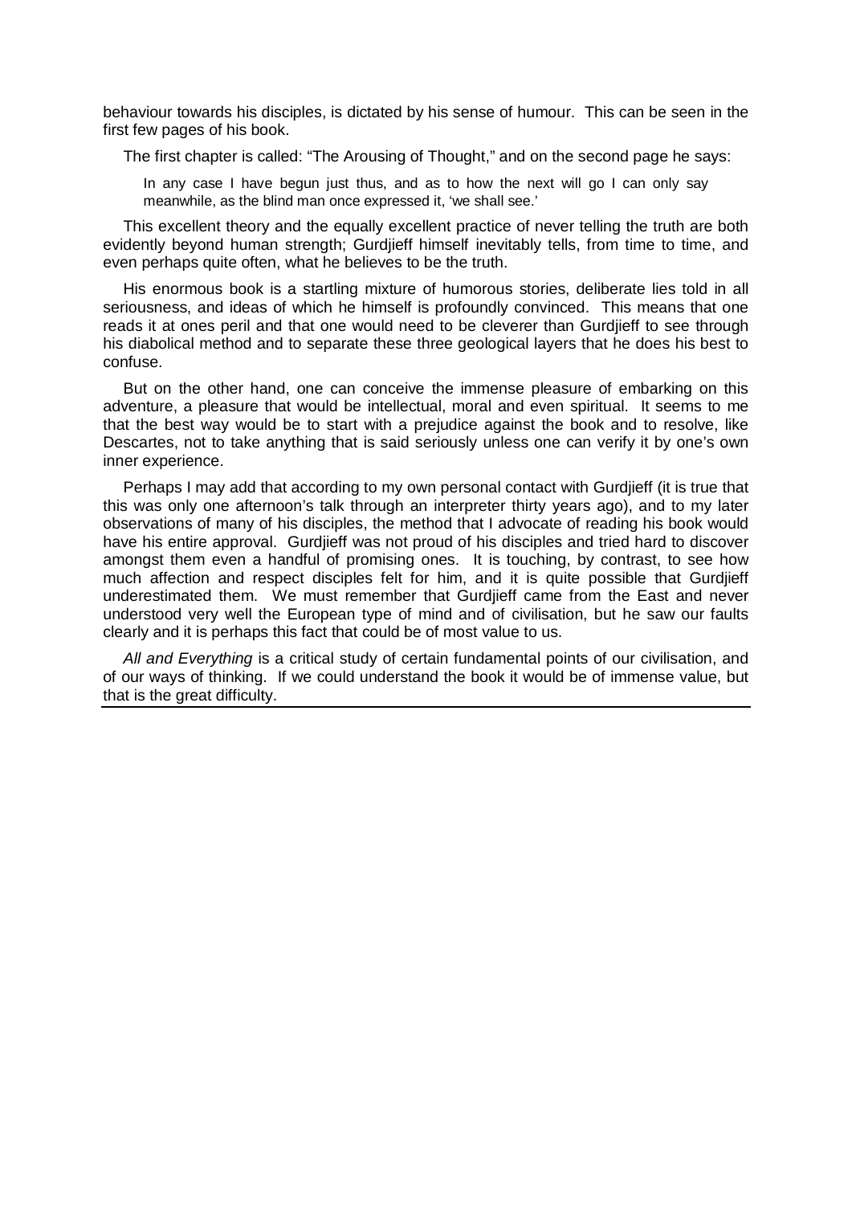behaviour towards his disciples, is dictated by his sense of humour. This can be seen in the first few pages of his book.

The first chapter is called: "The Arousing of Thought," and on the second page he says:

> In any case I have begun just thus, and as to how the next will go I can only say meanwhile, as the blind man once expressed it, 'we shall see.'

This excellent theory and the equally excellent practice of never telling the truth are both evidently beyond human strength; Gurdjieff himself inevitably tells, from time to time, and even perhaps quite often, what he believes to be the truth.

His enormous book is a startling mixture of humorous stories, deliberate lies told in all seriousness, and ideas of which he himself is profoundly convinced. This means that one reads it at ones peril and that one would need to be cleverer than Gurdjieff to see through his diabolical method and to separate these three geological layers that he does his best to confuse.

But on the other hand, one can conceive the immense pleasure of embarking on this adventure, a pleasure that would be intellectual, moral and even spiritual. It seems to me that the best way would be to start with a prejudice against the book and to resolve, like Descartes, not to take anything that is said seriously unless one can verify it by one's own inner experience.

Perhaps I may add that according to my own personal contact with Gurdjieff (it is true that this was only one afternoon's talk through an interpreter thirty years ago), and to my later observations of many of his disciples, the method that I advocate of reading his book would have his entire approval. Gurdjieff was not proud of his disciples and tried hard to discover amongst them even a handful of promising ones. It is touching, by contrast, to see how much affection and respect disciples felt for him, and it is quite possible that Gurdjieff underestimated them. We must remember that Gurdjieff came from the East and never understood very well the European type of mind and of civilisation, but he saw our faults clearly and it is perhaps this fact that could be of most value to us.

*All and Everything* is a critical study of certain fundamental points of our civilisation, and of our ways of thinking. If we could understand the book it would be of immense value, but that is the great difficulty.